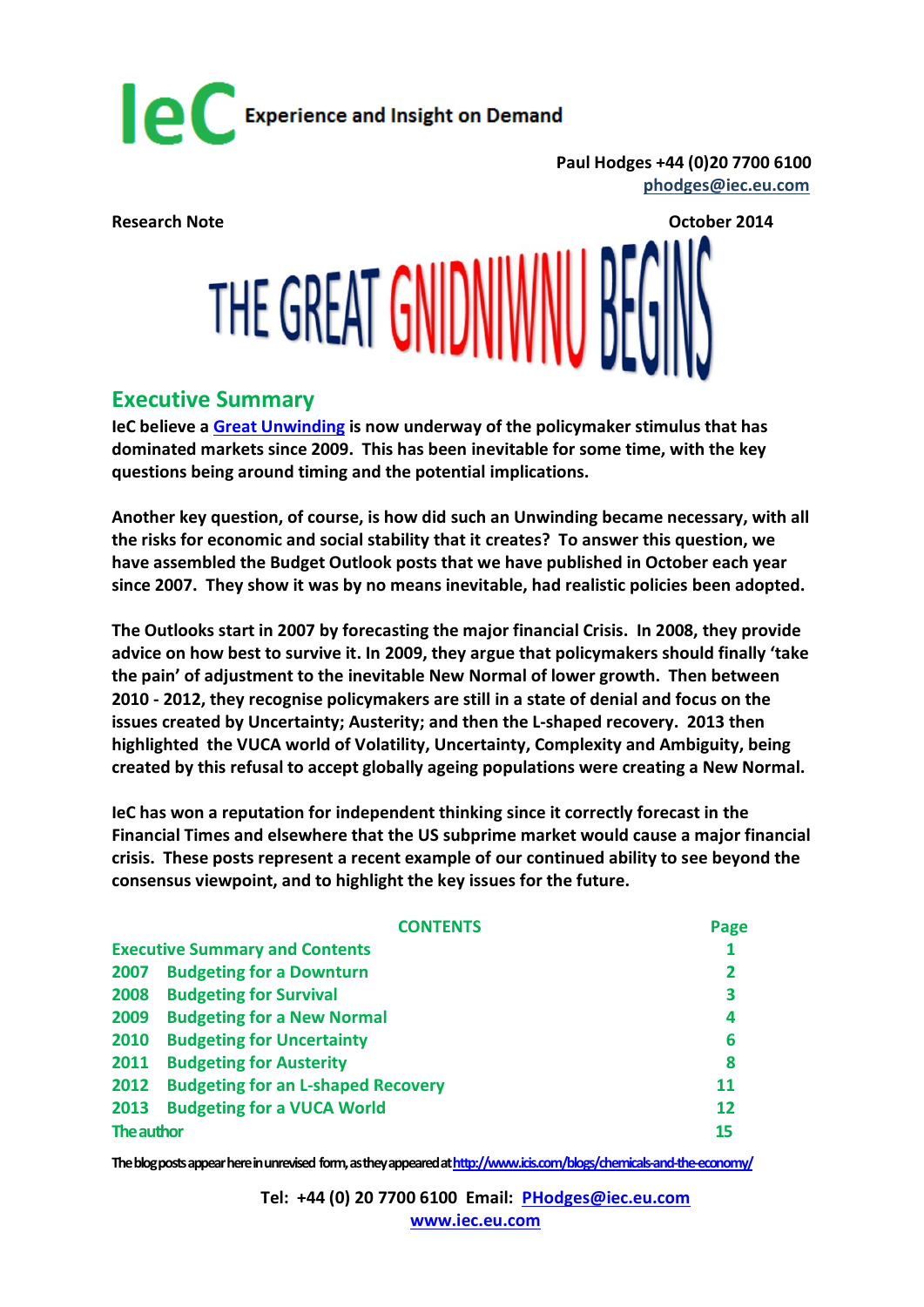**IeC** Experience and Insight on Demand

Paul Hodges +44 (0)20 7700 6100
phodges@iec.eu.com

**Research Note** **October 2014**

# THE GREAT GNIDNIWNU BEGINS

## Executive Summary

**IeC believe a Great Unwinding is now underway of the policymaker stimulus that has dominated markets since 2009. This has been inevitable for some time, with the key questions being around timing and the potential implications.**

**Another key question, of course, is how did such an Unwinding became necessary, with all the risks for economic and social stability that it creates? To answer this question, we have assembled the Budget Outlook posts that we have published in October each year since 2007. They show it was by no means inevitable, had realistic policies been adopted.**

**The Outlooks start in 2007 by forecasting the major financial Crisis. In 2008, they provide advice on how best to survive it. In 2009, they argue that policymakers should finally 'take the pain' of adjustment to the inevitable New Normal of lower growth. Then between 2010 - 2012, they recognise policymakers are still in a state of denial and focus on the issues created by Uncertainty; Austerity; and then the L-shaped recovery. 2013 then highlighted the VUCA world of Volatility, Uncertainty, Complexity and Ambiguity, being created by this refusal to accept globally ageing populations were creating a New Normal.**

**IeC has won a reputation for independent thinking since it correctly forecast in the Financial Times and elsewhere that the US subprime market would cause a major financial crisis. These posts represent a recent example of our continued ability to see beyond the consensus viewpoint, and to highlight the key issues for the future.**

| CONTENTS | | Page |
|---|---|---|
| Executive Summary and Contents | | 1 |
| 2007 | Budgeting for a Downturn | 2 |
| 2008 | Budgeting for Survival | 3 |
| 2009 | Budgeting for a New Normal | 4 |
| 2010 | Budgeting for Uncertainty | 6 |
| 2011 | Budgeting for Austerity | 8 |
| 2012 | Budgeting for an L-shaped Recovery | 11 |
| 2013 | Budgeting for a VUCA World | 12 |
| The author | | 15 |

The blog posts appear here in unrevised form, as they appeared at http://www.icis.com/blogs/chemicals-and-the-economy/

**Tel: +44 (0) 20 7700 6100 Email: PHodges@iec.eu.com**
**www.iec.eu.com**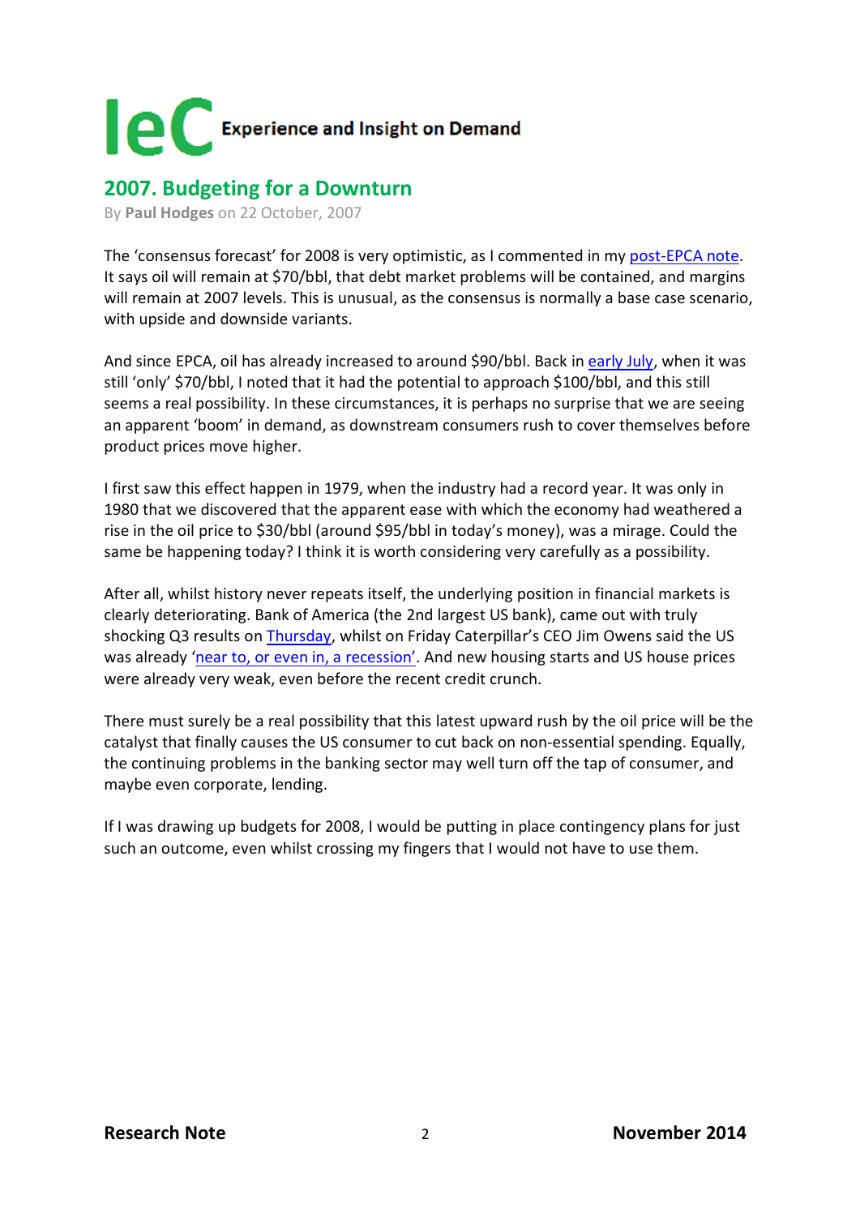## 2007. Budgeting for a Downturn

By **Paul Hodges** on 22 October, 2007

The 'consensus forecast' for 2008 is very optimistic, as I commented in my post-EPCA note. It says oil will remain at $70/bbl, that debt market problems will be contained, and margins will remain at 2007 levels. This is unusual, as the consensus is normally a base case scenario, with upside and downside variants.

And since EPCA, oil has already increased to around $90/bbl. Back in early July, when it was still 'only' $70/bbl, I noted that it had the potential to approach $100/bbl, and this still seems a real possibility. In these circumstances, it is perhaps no surprise that we are seeing an apparent 'boom' in demand, as downstream consumers rush to cover themselves before product prices move higher.

I first saw this effect happen in 1979, when the industry had a record year. It was only in 1980 that we discovered that the apparent ease with which the economy had weathered a rise in the oil price to $30/bbl (around $95/bbl in today's money), was a mirage. Could the same be happening today? I think it is worth considering very carefully as a possibility.

After all, whilst history never repeats itself, the underlying position in financial markets is clearly deteriorating. Bank of America (the 2nd largest US bank), came out with truly shocking Q3 results on Thursday, whilst on Friday Caterpillar's CEO Jim Owens said the US was already 'near to, or even in, a recession'. And new housing starts and US house prices were already very weak, even before the recent credit crunch.

There must surely be a real possibility that this latest upward rush by the oil price will be the catalyst that finally causes the US consumer to cut back on non-essential spending. Equally, the continuing problems in the banking sector may well turn off the tap of consumer, and maybe even corporate, lending.

If I was drawing up budgets for 2008, I would be putting in place contingency plans for just such an outcome, even whilst crossing my fingers that I would not have to use them.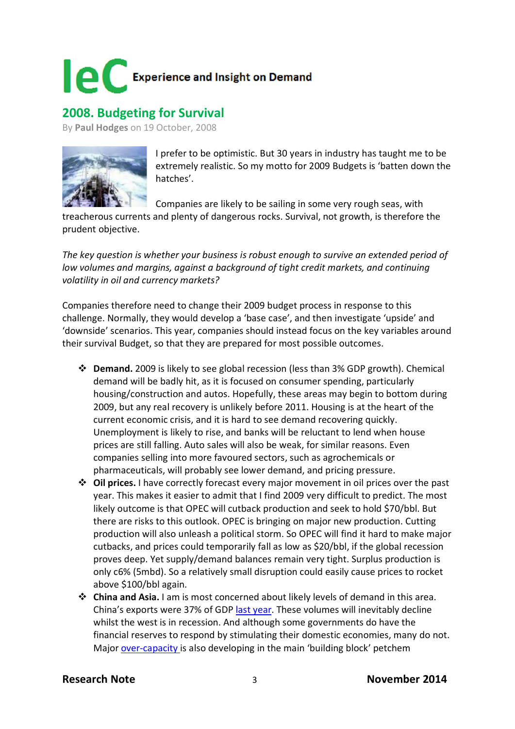**IeC** Experience and Insight on Demand

## 2008. Budgeting for Survival

By **Paul Hodges** on 19 October, 2008

I prefer to be optimistic. But 30 years in industry has taught me to be extremely realistic. So my motto for 2009 Budgets is 'batten down the hatches'.

Companies are likely to be sailing in some very rough seas, with treacherous currents and plenty of dangerous rocks. Survival, not growth, is therefore the prudent objective.

*The key question is whether your business is robust enough to survive an extended period of low volumes and margins, against a background of tight credit markets, and continuing volatility in oil and currency markets?*

Companies therefore need to change their 2009 budget process in response to this challenge. Normally, they would develop a 'base case', and then investigate 'upside' and 'downside' scenarios. This year, companies should instead focus on the key variables around their survival Budget, so that they are prepared for most possible outcomes.

- **Demand.** 2009 is likely to see global recession (less than 3% GDP growth). Chemical demand will be badly hit, as it is focused on consumer spending, particularly housing/construction and autos. Hopefully, these areas may begin to bottom during 2009, but any real recovery is unlikely before 2011. Housing is at the heart of the current economic crisis, and it is hard to see demand recovering quickly. Unemployment is likely to rise, and banks will be reluctant to lend when house prices are still falling. Auto sales will also be weak, for similar reasons. Even companies selling into more favoured sectors, such as agrochemicals or pharmaceuticals, will probably see lower demand, and pricing pressure.
- **Oil prices.** I have correctly forecast every major movement in oil prices over the past year. This makes it easier to admit that I find 2009 very difficult to predict. The most likely outcome is that OPEC will cutback production and seek to hold $70/bbl. But there are risks to this outlook. OPEC is bringing on major new production. Cutting production will also unleash a political storm. So OPEC will find it hard to make major cutbacks, and prices could temporarily fall as low as $20/bbl, if the global recession proves deep. Yet supply/demand balances remain very tight. Surplus production is only c6% (5mbd). So a relatively small disruption could easily cause prices to rocket above $100/bbl again.
- **China and Asia.** I am is most concerned about likely levels of demand in this area. China's exports were 37% of GDP last year. These volumes will inevitably decline whilst the west is in recession. And although some governments do have the financial reserves to respond by stimulating their domestic economies, many do not. Major over-capacity is also developing in the main 'building block' petchem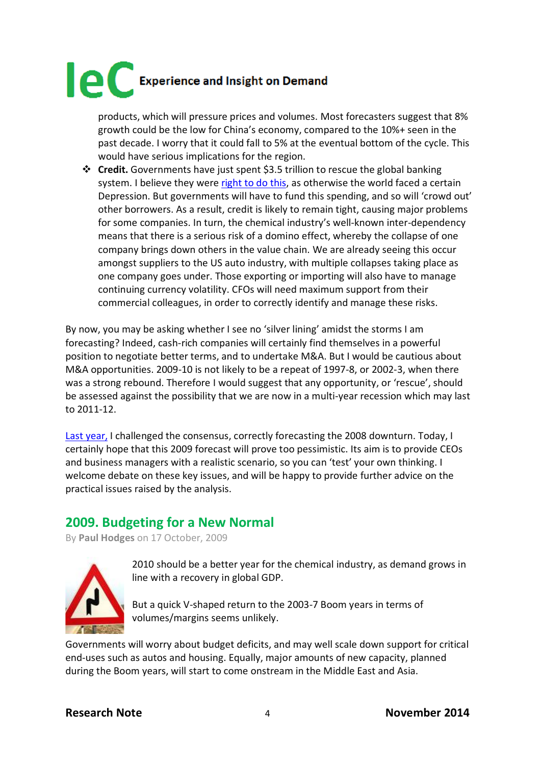products, which will pressure prices and volumes. Most forecasters suggest that 8% growth could be the low for China's economy, compared to the 10%+ seen in the past decade. I worry that it could fall to 5% at the eventual bottom of the cycle. This would have serious implications for the region.

- **Credit.** Governments have just spent $3.5 trillion to rescue the global banking system. I believe they were right to do this, as otherwise the world faced a certain Depression. But governments will have to fund this spending, and so will 'crowd out' other borrowers. As a result, credit is likely to remain tight, causing major problems for some companies. In turn, the chemical industry's well-known inter-dependency means that there is a serious risk of a domino effect, whereby the collapse of one company brings down others in the value chain. We are already seeing this occur amongst suppliers to the US auto industry, with multiple collapses taking place as one company goes under. Those exporting or importing will also have to manage continuing currency volatility. CFOs will need maximum support from their commercial colleagues, in order to correctly identify and manage these risks.

By now, you may be asking whether I see no 'silver lining' amidst the storms I am forecasting? Indeed, cash-rich companies will certainly find themselves in a powerful position to negotiate better terms, and to undertake M&A. But I would be cautious about M&A opportunities. 2009-10 is not likely to be a repeat of 1997-8, or 2002-3, when there was a strong rebound. Therefore I would suggest that any opportunity, or 'rescue', should be assessed against the possibility that we are now in a multi-year recession which may last to 2011-12.

Last year, I challenged the consensus, correctly forecasting the 2008 downturn. Today, I certainly hope that this 2009 forecast will prove too pessimistic. Its aim is to provide CEOs and business managers with a realistic scenario, so you can 'test' your own thinking. I welcome debate on these key issues, and will be happy to provide further advice on the practical issues raised by the analysis.

## 2009. Budgeting for a New Normal

By **Paul Hodges** on 17 October, 2009

2010 should be a better year for the chemical industry, as demand grows in line with a recovery in global GDP.

But a quick V-shaped return to the 2003-7 Boom years in terms of volumes/margins seems unlikely.

Governments will worry about budget deficits, and may well scale down support for critical end-uses such as autos and housing. Equally, major amounts of new capacity, planned during the Boom years, will start to come onstream in the Middle East and Asia.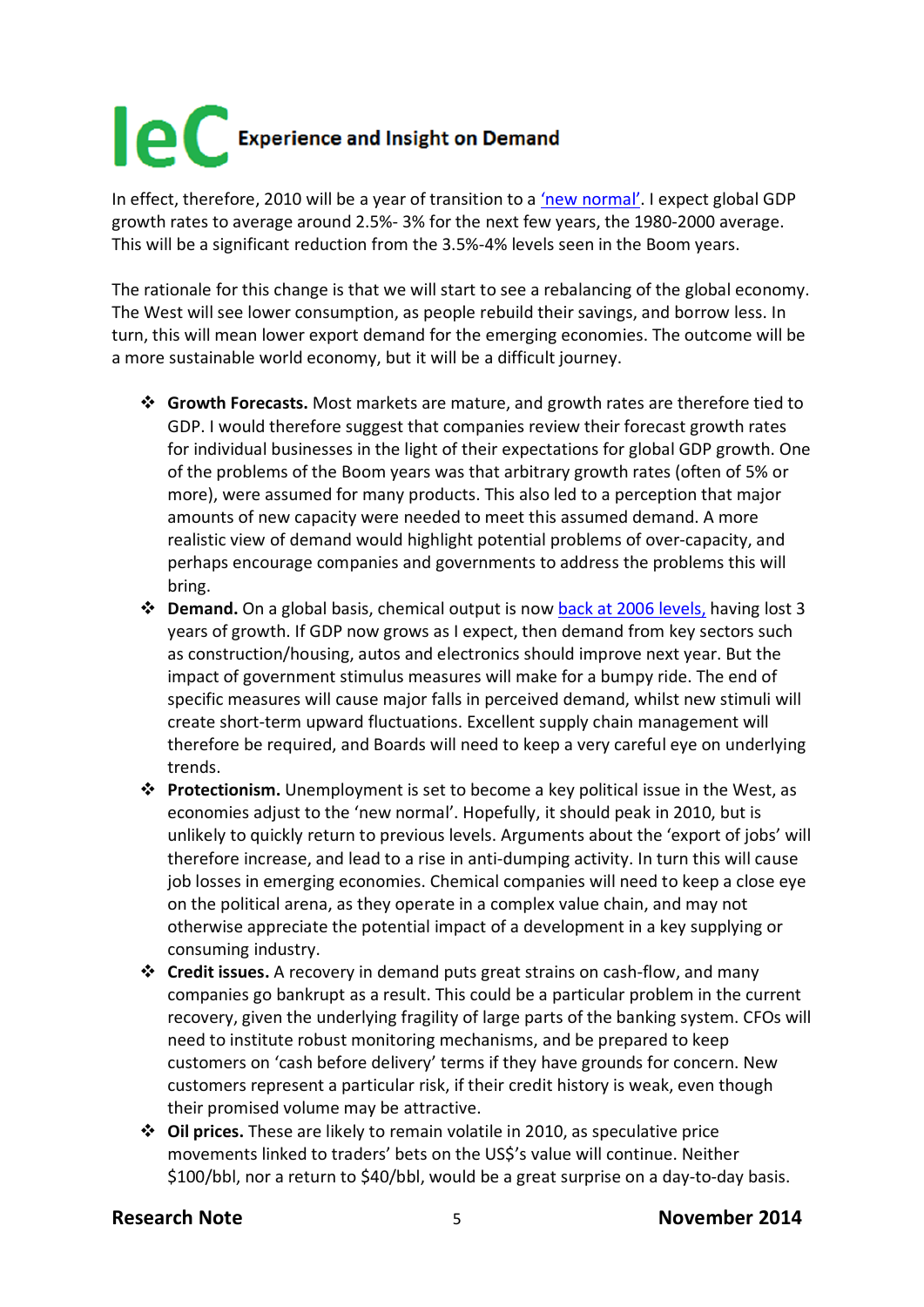In effect, therefore, 2010 will be a year of transition to a 'new normal'. I expect global GDP growth rates to average around 2.5%- 3% for the next few years, the 1980-2000 average. This will be a significant reduction from the 3.5%-4% levels seen in the Boom years.

The rationale for this change is that we will start to see a rebalancing of the global economy. The West will see lower consumption, as people rebuild their savings, and borrow less. In turn, this will mean lower export demand for the emerging economies. The outcome will be a more sustainable world economy, but it will be a difficult journey.

- **Growth Forecasts.** Most markets are mature, and growth rates are therefore tied to GDP. I would therefore suggest that companies review their forecast growth rates for individual businesses in the light of their expectations for global GDP growth. One of the problems of the Boom years was that arbitrary growth rates (often of 5% or more), were assumed for many products. This also led to a perception that major amounts of new capacity were needed to meet this assumed demand. A more realistic view of demand would highlight potential problems of over-capacity, and perhaps encourage companies and governments to address the problems this will bring.
- **Demand.** On a global basis, chemical output is now back at 2006 levels, having lost 3 years of growth. If GDP now grows as I expect, then demand from key sectors such as construction/housing, autos and electronics should improve next year. But the impact of government stimulus measures will make for a bumpy ride. The end of specific measures will cause major falls in perceived demand, whilst new stimuli will create short-term upward fluctuations. Excellent supply chain management will therefore be required, and Boards will need to keep a very careful eye on underlying trends.
- **Protectionism.** Unemployment is set to become a key political issue in the West, as economies adjust to the 'new normal'. Hopefully, it should peak in 2010, but is unlikely to quickly return to previous levels. Arguments about the 'export of jobs' will therefore increase, and lead to a rise in anti-dumping activity. In turn this will cause job losses in emerging economies. Chemical companies will need to keep a close eye on the political arena, as they operate in a complex value chain, and may not otherwise appreciate the potential impact of a development in a key supplying or consuming industry.
- **Credit issues.** A recovery in demand puts great strains on cash-flow, and many companies go bankrupt as a result. This could be a particular problem in the current recovery, given the underlying fragility of large parts of the banking system. CFOs will need to institute robust monitoring mechanisms, and be prepared to keep customers on 'cash before delivery' terms if they have grounds for concern. New customers represent a particular risk, if their credit history is weak, even though their promised volume may be attractive.
- **Oil prices.** These are likely to remain volatile in 2010, as speculative price movements linked to traders' bets on the US$'s value will continue. Neither $100/bbl, nor a return to $40/bbl, would be a great surprise on a day-to-day basis.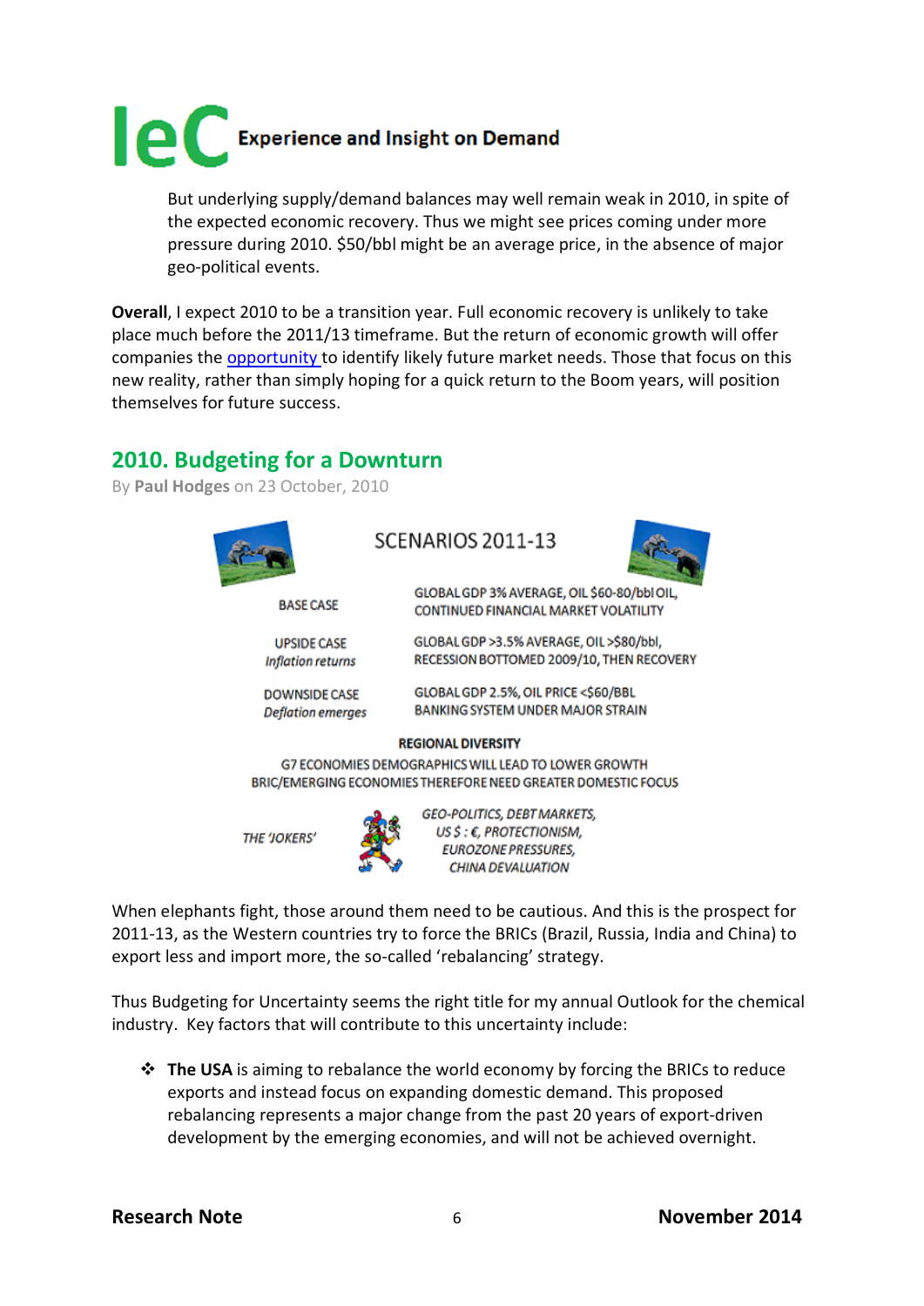But underlying supply/demand balances may well remain weak in 2010, in spite of the expected economic recovery. Thus we might see prices coming under more pressure during 2010. $50/bbl might be an average price, in the absence of major geo-political events.

**Overall**, I expect 2010 to be a transition year. Full economic recovery is unlikely to take place much before the 2011/13 timeframe. But the return of economic growth will offer companies the opportunity to identify likely future market needs. Those that focus on this new reality, rather than simply hoping for a quick return to the Boom years, will position themselves for future success.

## 2010. Budgeting for a Downturn

By **Paul Hodges** on 23 October, 2010

SCENARIOS 2011-13

| | |
|---|---|
| BASE CASE | GLOBAL GDP 3% AVERAGE, OIL $60-80/bbl OIL, CONTINUED FINANCIAL MARKET VOLATILITY |
| UPSIDE CASE *Inflation returns* | GLOBAL GDP >3.5% AVERAGE, OIL >$80/bbl, RECESSION BOTTOMED 2009/10, THEN RECOVERY |
| DOWNSIDE CASE *Deflation emerges* | GLOBAL GDP 2.5%, OIL PRICE <$60/BBL BANKING SYSTEM UNDER MAJOR STRAIN |

REGIONAL DIVERSITY

G7 ECONOMIES DEMOGRAPHICS WILL LEAD TO LOWER GROWTH
BRIC/EMERGING ECONOMIES THEREFORE NEED GREATER DOMESTIC FOCUS

*THE 'JOKERS'* *GEO-POLITICS, DEBT MARKETS, US $ : €, PROTECTIONISM, EUROZONE PRESSURES, CHINA DEVALUATION*

When elephants fight, those around them need to be cautious. And this is the prospect for 2011-13, as the Western countries try to force the BRICs (Brazil, Russia, India and China) to export less and import more, the so-called 'rebalancing' strategy.

Thus Budgeting for Uncertainty seems the right title for my annual Outlook for the chemical industry. Key factors that will contribute to this uncertainty include:

- **The USA** is aiming to rebalance the world economy by forcing the BRICs to reduce exports and instead focus on expanding domestic demand. This proposed rebalancing represents a major change from the past 20 years of export-driven development by the emerging economies, and will not be achieved overnight.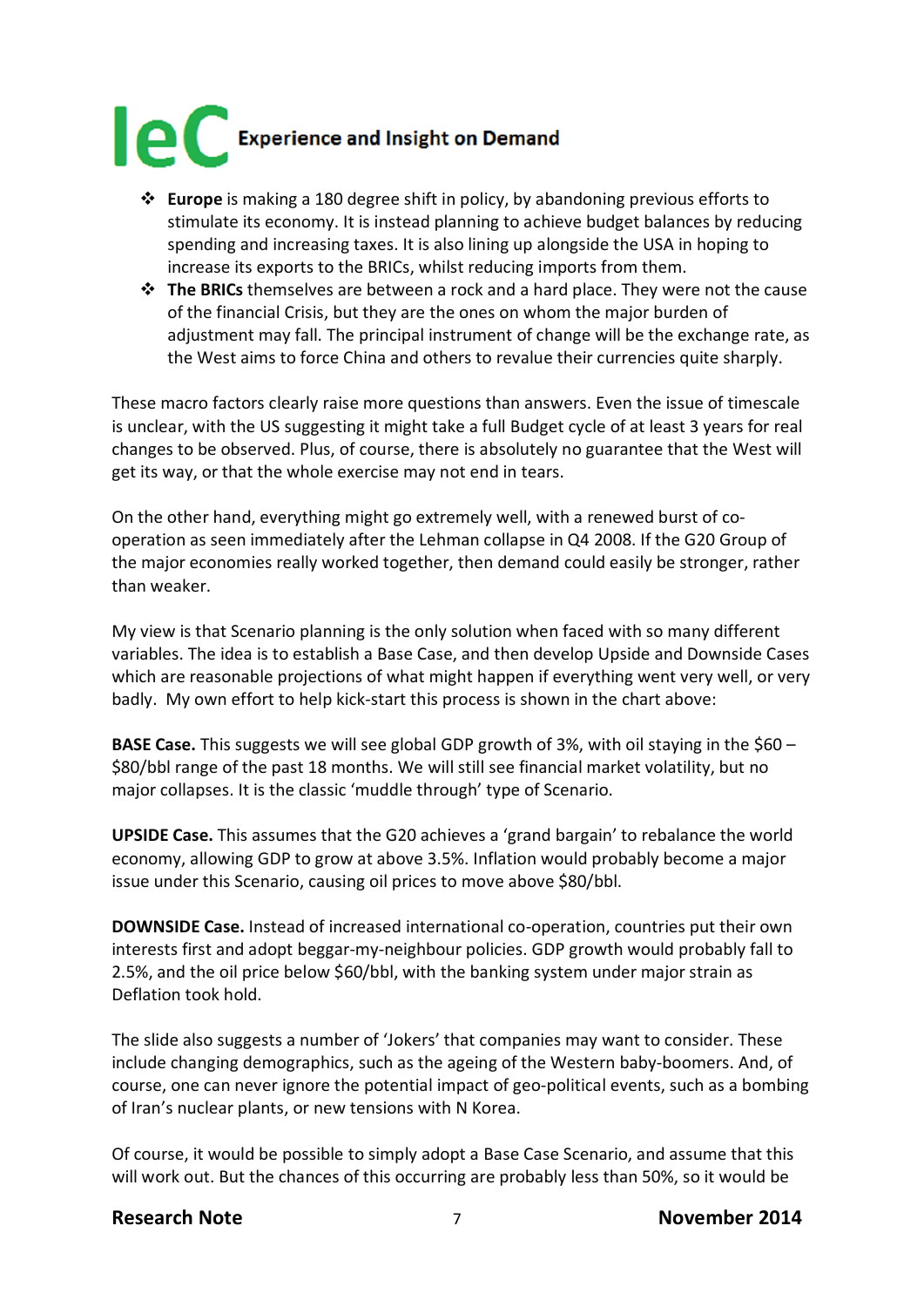- **Europe** is making a 180 degree shift in policy, by abandoning previous efforts to stimulate its economy. It is instead planning to achieve budget balances by reducing spending and increasing taxes. It is also lining up alongside the USA in hoping to increase its exports to the BRICs, whilst reducing imports from them.
- **The BRICs** themselves are between a rock and a hard place. They were not the cause of the financial Crisis, but they are the ones on whom the major burden of adjustment may fall. The principal instrument of change will be the exchange rate, as the West aims to force China and others to revalue their currencies quite sharply.

These macro factors clearly raise more questions than answers. Even the issue of timescale is unclear, with the US suggesting it might take a full Budget cycle of at least 3 years for real changes to be observed. Plus, of course, there is absolutely no guarantee that the West will get its way, or that the whole exercise may not end in tears.

On the other hand, everything might go extremely well, with a renewed burst of co-operation as seen immediately after the Lehman collapse in Q4 2008. If the G20 Group of the major economies really worked together, then demand could easily be stronger, rather than weaker.

My view is that Scenario planning is the only solution when faced with so many different variables. The idea is to establish a Base Case, and then develop Upside and Downside Cases which are reasonable projections of what might happen if everything went very well, or very badly. My own effort to help kick-start this process is shown in the chart above:

**BASE Case.** This suggests we will see global GDP growth of 3%, with oil staying in the $60 – $80/bbl range of the past 18 months. We will still see financial market volatility, but no major collapses. It is the classic 'muddle through' type of Scenario.

**UPSIDE Case.** This assumes that the G20 achieves a 'grand bargain' to rebalance the world economy, allowing GDP to grow at above 3.5%. Inflation would probably become a major issue under this Scenario, causing oil prices to move above $80/bbl.

**DOWNSIDE Case.** Instead of increased international co-operation, countries put their own interests first and adopt beggar-my-neighbour policies. GDP growth would probably fall to 2.5%, and the oil price below $60/bbl, with the banking system under major strain as Deflation took hold.

The slide also suggests a number of 'Jokers' that companies may want to consider. These include changing demographics, such as the ageing of the Western baby-boomers. And, of course, one can never ignore the potential impact of geo-political events, such as a bombing of Iran's nuclear plants, or new tensions with N Korea.

Of course, it would be possible to simply adopt a Base Case Scenario, and assume that this will work out. But the chances of this occurring are probably less than 50%, so it would be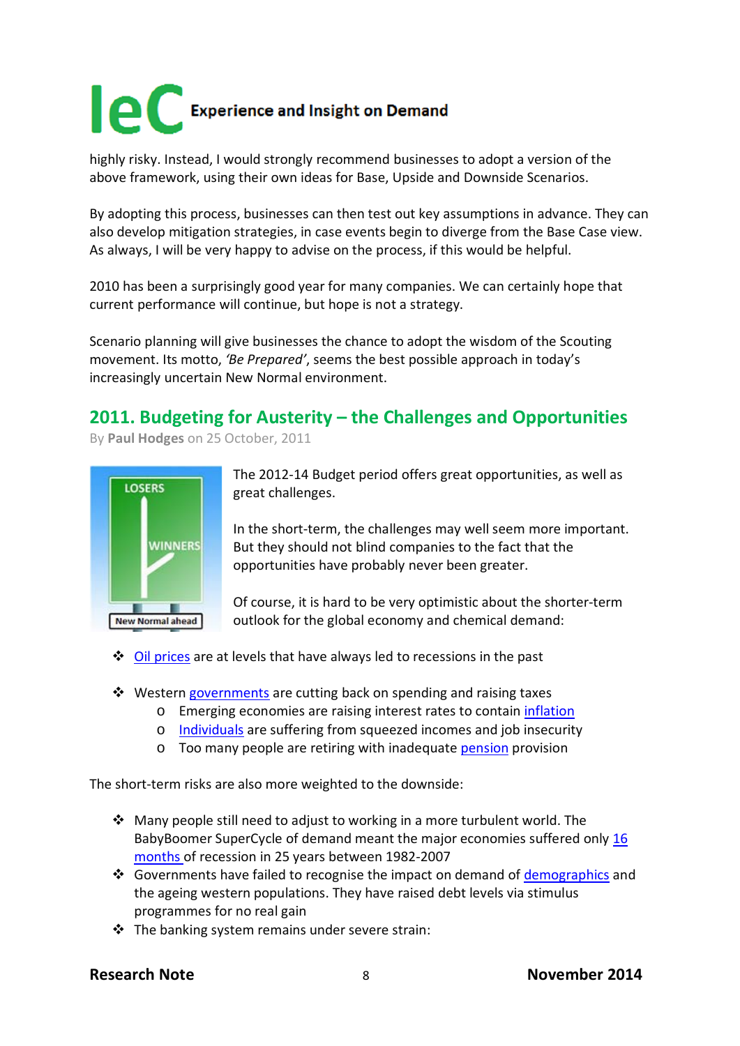highly risky. Instead, I would strongly recommend businesses to adopt a version of the above framework, using their own ideas for Base, Upside and Downside Scenarios.

By adopting this process, businesses can then test out key assumptions in advance. They can also develop mitigation strategies, in case events begin to diverge from the Base Case view. As always, I will be very happy to advise on the process, if this would be helpful.

2010 has been a surprisingly good year for many companies. We can certainly hope that current performance will continue, but hope is not a strategy.

Scenario planning will give businesses the chance to adopt the wisdom of the Scouting movement. Its motto, *'Be Prepared'*, seems the best possible approach in today's increasingly uncertain New Normal environment.

## 2011. Budgeting for Austerity – the Challenges and Opportunities

By **Paul Hodges** on 25 October, 2011

The 2012-14 Budget period offers great opportunities, as well as great challenges.

In the short-term, the challenges may well seem more important. But they should not blind companies to the fact that the opportunities have probably never been greater.

Of course, it is hard to be very optimistic about the shorter-term outlook for the global economy and chemical demand:

- Oil prices are at levels that have always led to recessions in the past
- Western governments are cutting back on spending and raising taxes
  - Emerging economies are raising interest rates to contain inflation
  - Individuals are suffering from squeezed incomes and job insecurity
  - Too many people are retiring with inadequate pension provision

The short-term risks are also more weighted to the downside:

- Many people still need to adjust to working in a more turbulent world. The BabyBoomer SuperCycle of demand meant the major economies suffered only 16 months of recession in 25 years between 1982-2007
- Governments have failed to recognise the impact on demand of demographics and the ageing western populations. They have raised debt levels via stimulus programmes for no real gain
- The banking system remains under severe strain: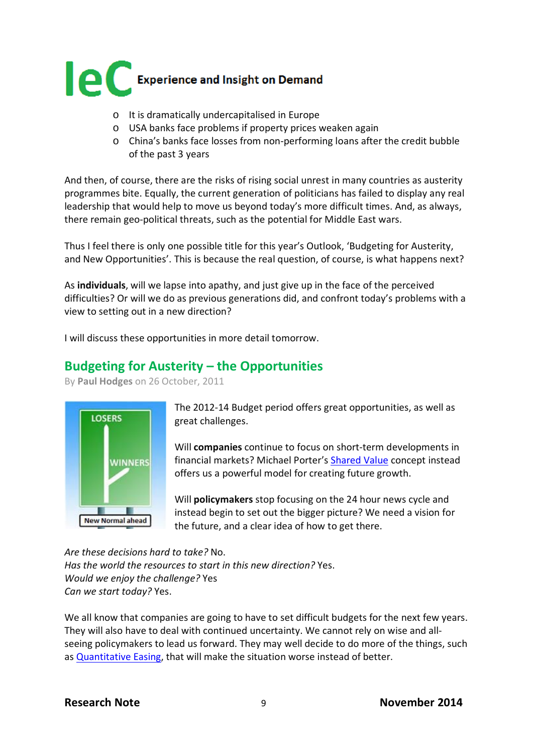- It is dramatically undercapitalised in Europe
- USA banks face problems if property prices weaken again
- China's banks face losses from non-performing loans after the credit bubble of the past 3 years

And then, of course, there are the risks of rising social unrest in many countries as austerity programmes bite. Equally, the current generation of politicians has failed to display any real leadership that would help to move us beyond today's more difficult times. And, as always, there remain geo-political threats, such as the potential for Middle East wars.

Thus I feel there is only one possible title for this year's Outlook, 'Budgeting for Austerity, and New Opportunities'. This is because the real question, of course, is what happens next?

As **individuals**, will we lapse into apathy, and just give up in the face of the perceived difficulties? Or will we do as previous generations did, and confront today's problems with a view to setting out in a new direction?

I will discuss these opportunities in more detail tomorrow.

## Budgeting for Austerity – the Opportunities

By **Paul Hodges** on 26 October, 2011

The 2012-14 Budget period offers great opportunities, as well as great challenges.

Will **companies** continue to focus on short-term developments in financial markets? Michael Porter's Shared Value concept instead offers us a powerful model for creating future growth.

Will **policymakers** stop focusing on the 24 hour news cycle and instead begin to set out the bigger picture? We need a vision for the future, and a clear idea of how to get there.

*Are these decisions hard to take?* No.
*Has the world the resources to start in this new direction?* Yes.
*Would we enjoy the challenge?* Yes
*Can we start today?* Yes.

We all know that companies are going to have to set difficult budgets for the next few years. They will also have to deal with continued uncertainty. We cannot rely on wise and all-seeing policymakers to lead us forward. They may well decide to do more of the things, such as Quantitative Easing, that will make the situation worse instead of better.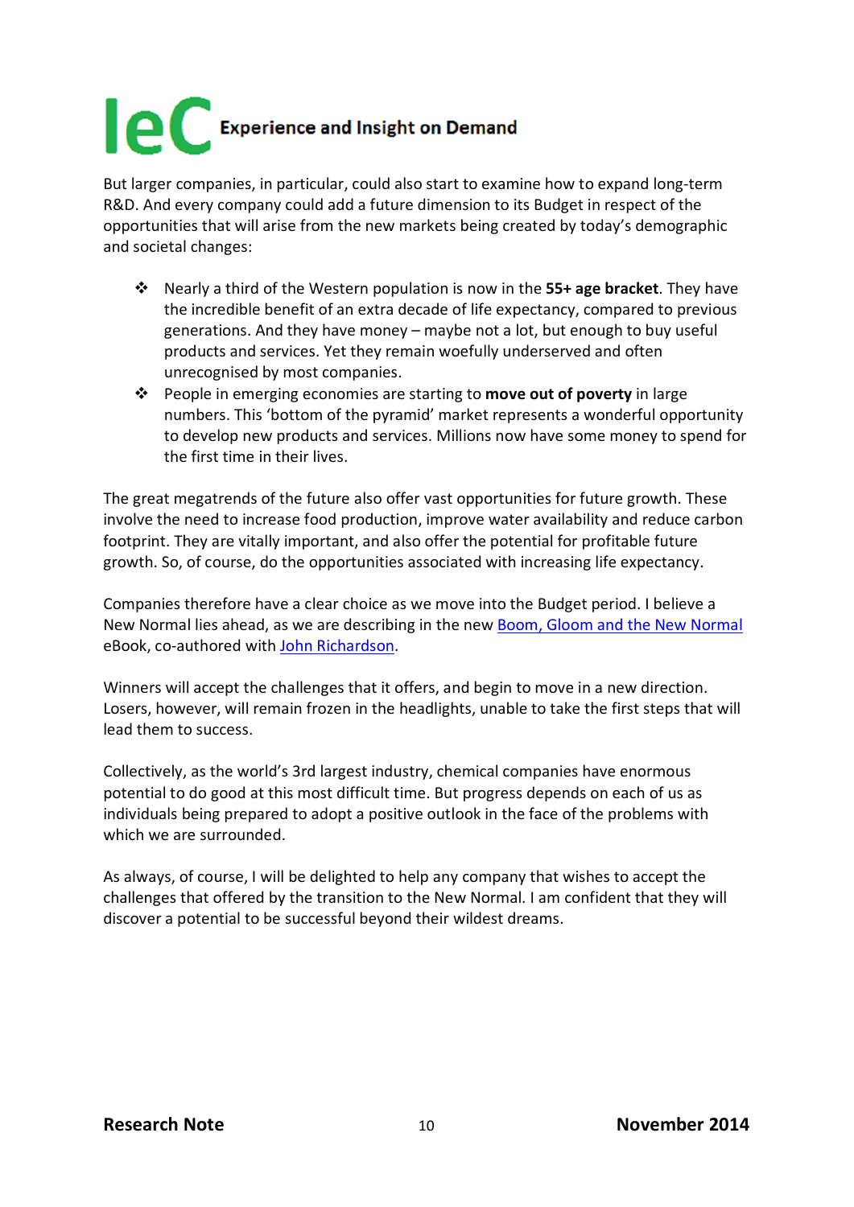But larger companies, in particular, could also start to examine how to expand long-term R&D. And every company could add a future dimension to its Budget in respect of the opportunities that will arise from the new markets being created by today's demographic and societal changes:

- Nearly a third of the Western population is now in the **55+ age bracket**. They have the incredible benefit of an extra decade of life expectancy, compared to previous generations. And they have money – maybe not a lot, but enough to buy useful products and services. Yet they remain woefully underserved and often unrecognised by most companies.
- People in emerging economies are starting to **move out of poverty** in large numbers. This 'bottom of the pyramid' market represents a wonderful opportunity to develop new products and services. Millions now have some money to spend for the first time in their lives.

The great megatrends of the future also offer vast opportunities for future growth. These involve the need to increase food production, improve water availability and reduce carbon footprint. They are vitally important, and also offer the potential for profitable future growth. So, of course, do the opportunities associated with increasing life expectancy.

Companies therefore have a clear choice as we move into the Budget period. I believe a New Normal lies ahead, as we are describing in the new Boom, Gloom and the New Normal eBook, co-authored with John Richardson.

Winners will accept the challenges that it offers, and begin to move in a new direction. Losers, however, will remain frozen in the headlights, unable to take the first steps that will lead them to success.

Collectively, as the world's 3rd largest industry, chemical companies have enormous potential to do good at this most difficult time. But progress depends on each of us as individuals being prepared to adopt a positive outlook in the face of the problems with which we are surrounded.

As always, of course, I will be delighted to help any company that wishes to accept the challenges that offered by the transition to the New Normal. I am confident that they will discover a potential to be successful beyond their wildest dreams.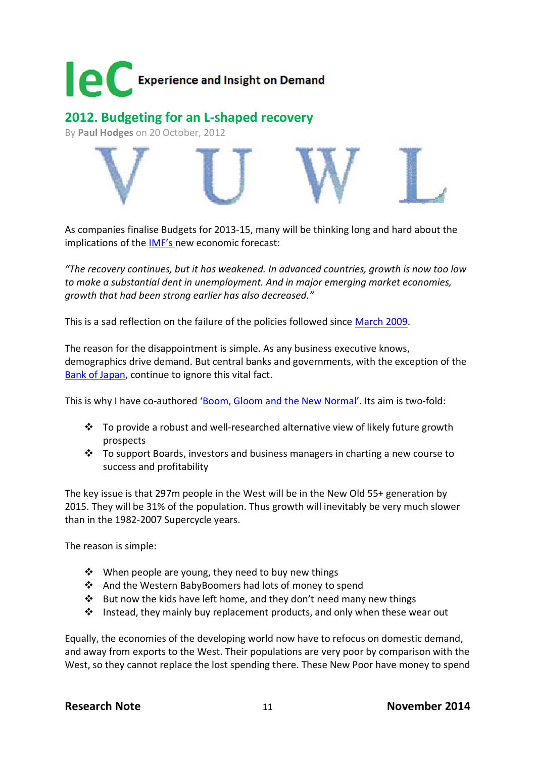## 2012. Budgeting for an L-shaped recovery

By **Paul Hodges** on 20 October, 2012

As companies finalise Budgets for 2013-15, many will be thinking long and hard about the implications of the IMF's new economic forecast:

*"The recovery continues, but it has weakened. In advanced countries, growth is now too low to make a substantial dent in unemployment. And in major emerging market economies, growth that had been strong earlier has also decreased."*

This is a sad reflection on the failure of the policies followed since March 2009.

The reason for the disappointment is simple. As any business executive knows, demographics drive demand. But central banks and governments, with the exception of the Bank of Japan, continue to ignore this vital fact.

This is why I have co-authored 'Boom, Gloom and the New Normal'. Its aim is two-fold:

- To provide a robust and well-researched alternative view of likely future growth prospects
- To support Boards, investors and business managers in charting a new course to success and profitability

The key issue is that 297m people in the West will be in the New Old 55+ generation by 2015. They will be 31% of the population. Thus growth will inevitably be very much slower than in the 1982-2007 Supercycle years.

The reason is simple:

- When people are young, they need to buy new things
- And the Western BabyBoomers had lots of money to spend
- But now the kids have left home, and they don't need many new things
- Instead, they mainly buy replacement products, and only when these wear out

Equally, the economies of the developing world now have to refocus on domestic demand, and away from exports to the West. Their populations are very poor by comparison with the West, so they cannot replace the lost spending there. These New Poor have money to spend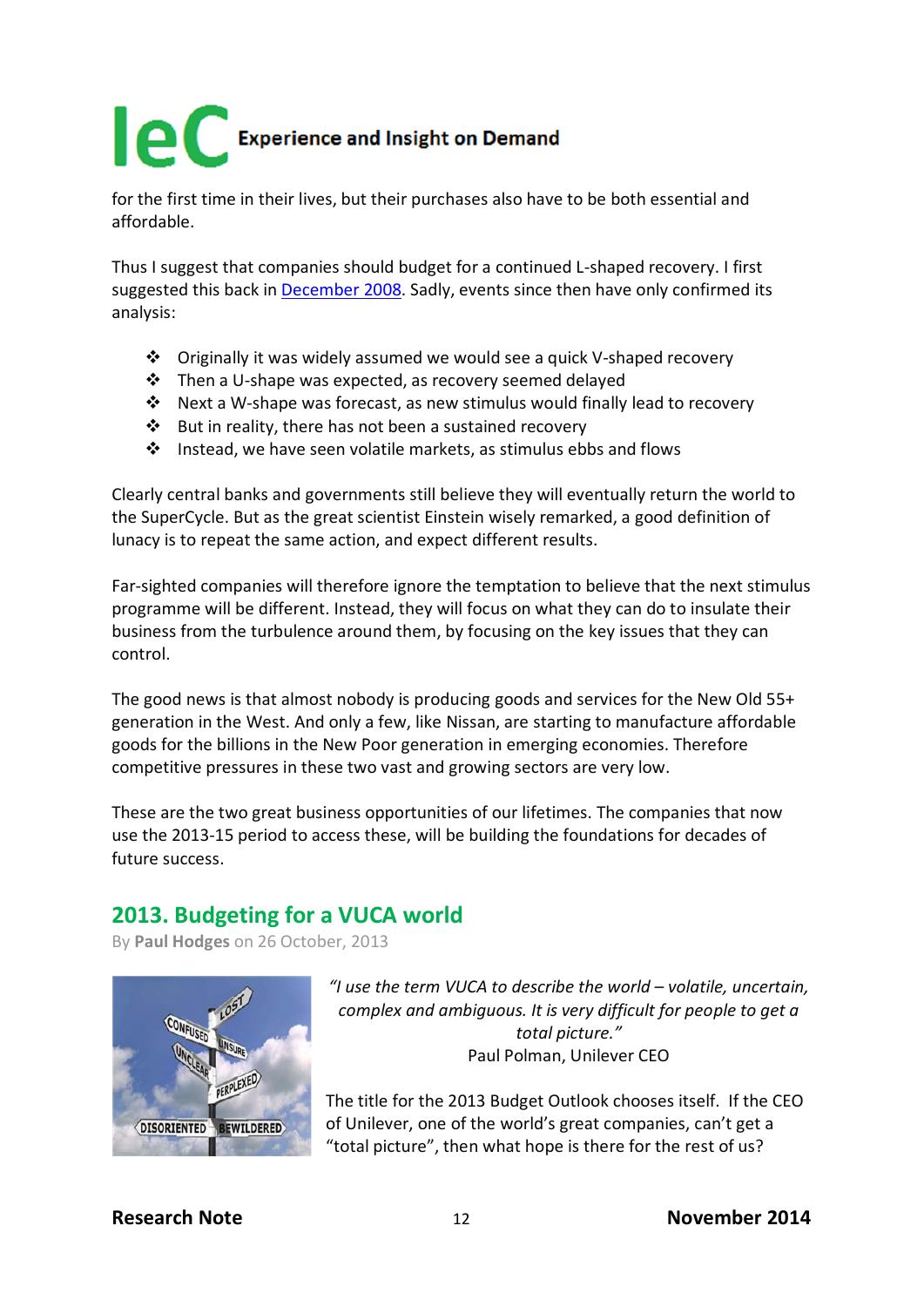for the first time in their lives, but their purchases also have to be both essential and affordable.

Thus I suggest that companies should budget for a continued L-shaped recovery. I first suggested this back in [December 2008](). Sadly, events since then have only confirmed its analysis:

- Originally it was widely assumed we would see a quick V-shaped recovery
- Then a U-shape was expected, as recovery seemed delayed
- Next a W-shape was forecast, as new stimulus would finally lead to recovery
- But in reality, there has not been a sustained recovery
- Instead, we have seen volatile markets, as stimulus ebbs and flows

Clearly central banks and governments still believe they will eventually return the world to the SuperCycle. But as the great scientist Einstein wisely remarked, a good definition of lunacy is to repeat the same action, and expect different results.

Far-sighted companies will therefore ignore the temptation to believe that the next stimulus programme will be different. Instead, they will focus on what they can do to insulate their business from the turbulence around them, by focusing on the key issues that they can control.

The good news is that almost nobody is producing goods and services for the New Old 55+ generation in the West. And only a few, like Nissan, are starting to manufacture affordable goods for the billions in the New Poor generation in emerging economies. Therefore competitive pressures in these two vast and growing sectors are very low.

These are the two great business opportunities of our lifetimes. The companies that now use the 2013-15 period to access these, will be building the foundations for decades of future success.

## 2013. Budgeting for a VUCA world

By **Paul Hodges** on 26 October, 2013

*"I use the term VUCA to describe the world – volatile, uncertain, complex and ambiguous. It is very difficult for people to get a total picture."*
Paul Polman, Unilever CEO

The title for the 2013 Budget Outlook chooses itself. If the CEO of Unilever, one of the world's great companies, can't get a "total picture", then what hope is there for the rest of us?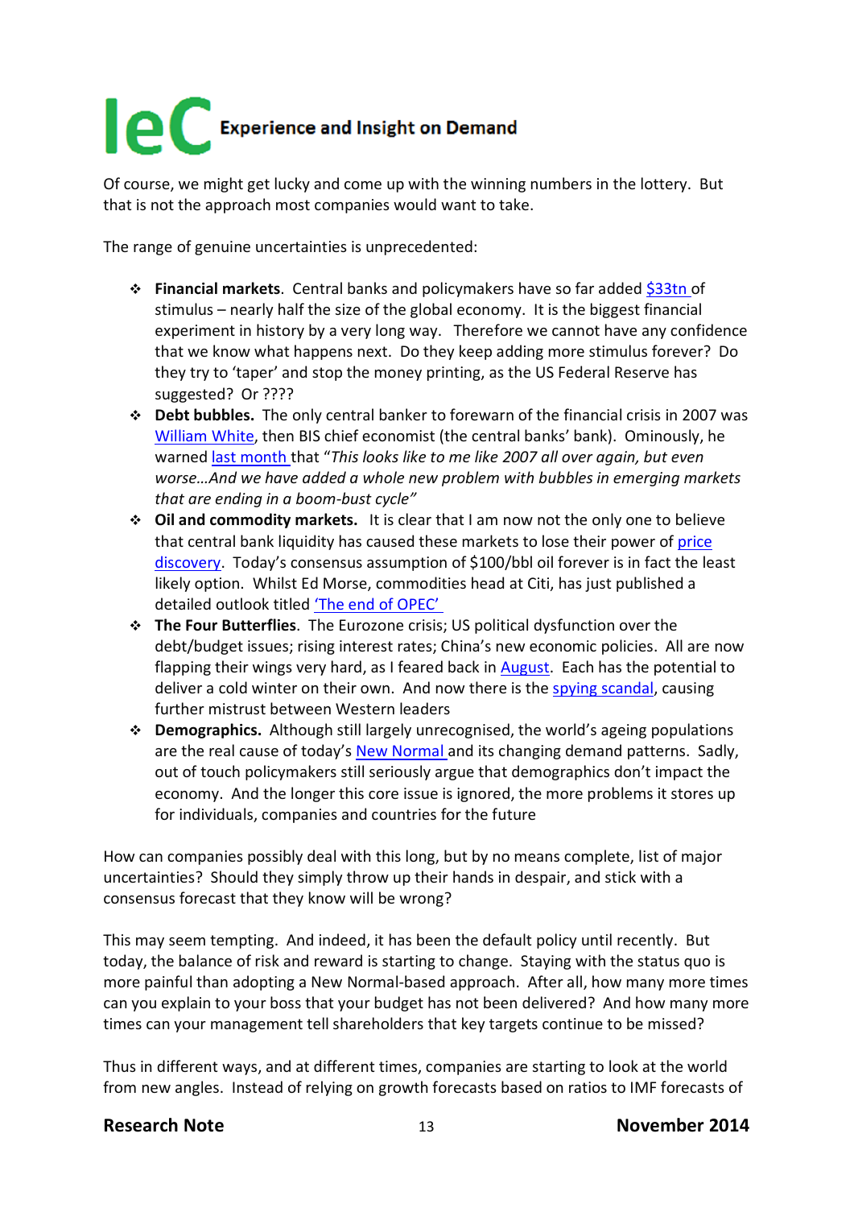Of course, we might get lucky and come up with the winning numbers in the lottery. But that is not the approach most companies would want to take.

The range of genuine uncertainties is unprecedented:

- **Financial markets**. Central banks and policymakers have so far added $33tn of stimulus – nearly half the size of the global economy. It is the biggest financial experiment in history by a very long way. Therefore we cannot have any confidence that we know what happens next. Do they keep adding more stimulus forever? Do they try to 'taper' and stop the money printing, as the US Federal Reserve has suggested? Or ????
- **Debt bubbles.** The only central banker to forewarn of the financial crisis in 2007 was William White, then BIS chief economist (the central banks' bank). Ominously, he warned last month that "*This looks like to me like 2007 all over again, but even worse…And we have added a whole new problem with bubbles in emerging markets that are ending in a boom-bust cycle*"
- **Oil and commodity markets.** It is clear that I am now not the only one to believe that central bank liquidity has caused these markets to lose their power of price discovery. Today's consensus assumption of $100/bbl oil forever is in fact the least likely option. Whilst Ed Morse, commodities head at Citi, has just published a detailed outlook titled 'The end of OPEC'
- **The Four Butterflies**. The Eurozone crisis; US political dysfunction over the debt/budget issues; rising interest rates; China's new economic policies. All are now flapping their wings very hard, as I feared back in August. Each has the potential to deliver a cold winter on their own. And now there is the spying scandal, causing further mistrust between Western leaders
- **Demographics.** Although still largely unrecognised, the world's ageing populations are the real cause of today's New Normal and its changing demand patterns. Sadly, out of touch policymakers still seriously argue that demographics don't impact the economy. And the longer this core issue is ignored, the more problems it stores up for individuals, companies and countries for the future

How can companies possibly deal with this long, but by no means complete, list of major uncertainties? Should they simply throw up their hands in despair, and stick with a consensus forecast that they know will be wrong?

This may seem tempting. And indeed, it has been the default policy until recently. But today, the balance of risk and reward is starting to change. Staying with the status quo is more painful than adopting a New Normal-based approach. After all, how many more times can you explain to your boss that your budget has not been delivered? And how many more times can your management tell shareholders that key targets continue to be missed?

Thus in different ways, and at different times, companies are starting to look at the world from new angles. Instead of relying on growth forecasts based on ratios to IMF forecasts of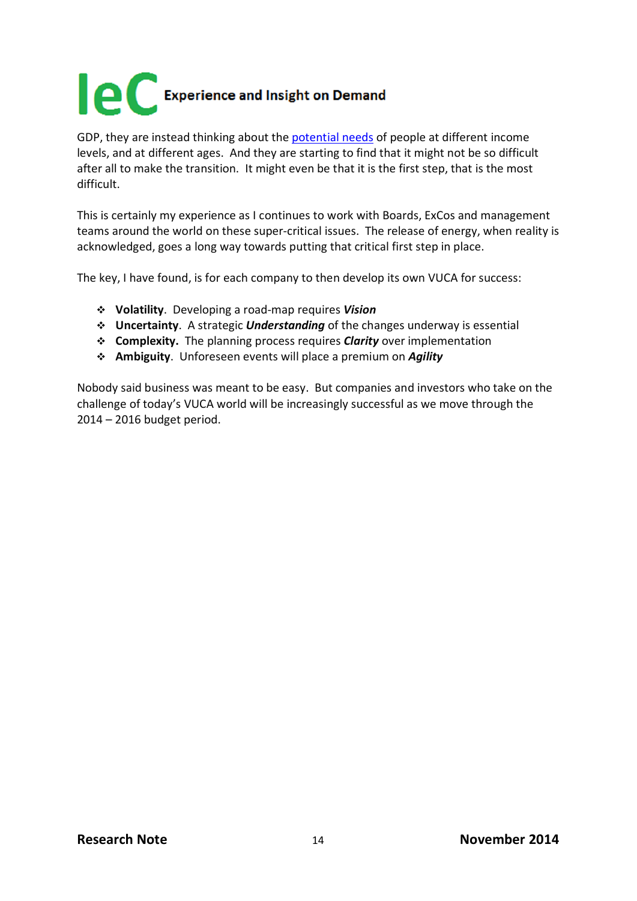GDP, they are instead thinking about the potential needs of people at different income levels, and at different ages. And they are starting to find that it might not be so difficult after all to make the transition. It might even be that it is the first step, that is the most difficult.

This is certainly my experience as I continues to work with Boards, ExCos and management teams around the world on these super-critical issues. The release of energy, when reality is acknowledged, goes a long way towards putting that critical first step in place.

The key, I have found, is for each company to then develop its own VUCA for success:

- **Volatility**. Developing a road-map requires ***Vision***
- **Uncertainty**. A strategic ***Understanding*** of the changes underway is essential
- **Complexity.** The planning process requires ***Clarity*** over implementation
- **Ambiguity**. Unforeseen events will place a premium on ***Agility***

Nobody said business was meant to be easy. But companies and investors who take on the challenge of today's VUCA world will be increasingly successful as we move through the 2014 – 2016 budget period.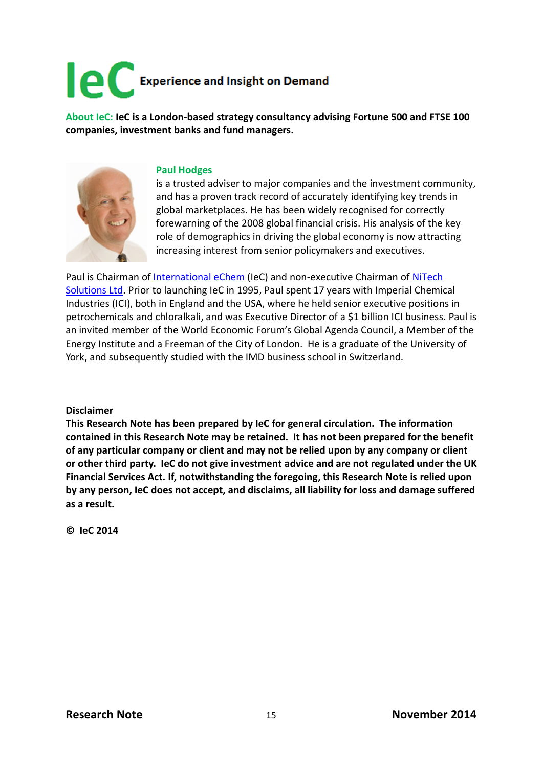# IeC Experience and Insight on Demand

**About IeC: IeC is a London-based strategy consultancy advising Fortune 500 and FTSE 100 companies, investment banks and fund managers.**

**Paul Hodges**
is a trusted adviser to major companies and the investment community, and has a proven track record of accurately identifying key trends in global marketplaces. He has been widely recognised for correctly forewarning of the 2008 global financial crisis. His analysis of the key role of demographics in driving the global economy is now attracting increasing interest from senior policymakers and executives.

Paul is Chairman of International eChem (IeC) and non-executive Chairman of NiTech Solutions Ltd. Prior to launching IeC in 1995, Paul spent 17 years with Imperial Chemical Industries (ICI), both in England and the USA, where he held senior executive positions in petrochemicals and chloralkali, and was Executive Director of a $1 billion ICI business. Paul is an invited member of the World Economic Forum's Global Agenda Council, a Member of the Energy Institute and a Freeman of the City of London. He is a graduate of the University of York, and subsequently studied with the IMD business school in Switzerland.

**Disclaimer**
**This Research Note has been prepared by IeC for general circulation. The information contained in this Research Note may be retained. It has not been prepared for the benefit of any particular company or client and may not be relied upon by any company or client or other third party. IeC do not give investment advice and are not regulated under the UK Financial Services Act. If, notwithstanding the foregoing, this Research Note is relied upon by any person, IeC does not accept, and disclaims, all liability for loss and damage suffered as a result.**

**© IeC 2014**